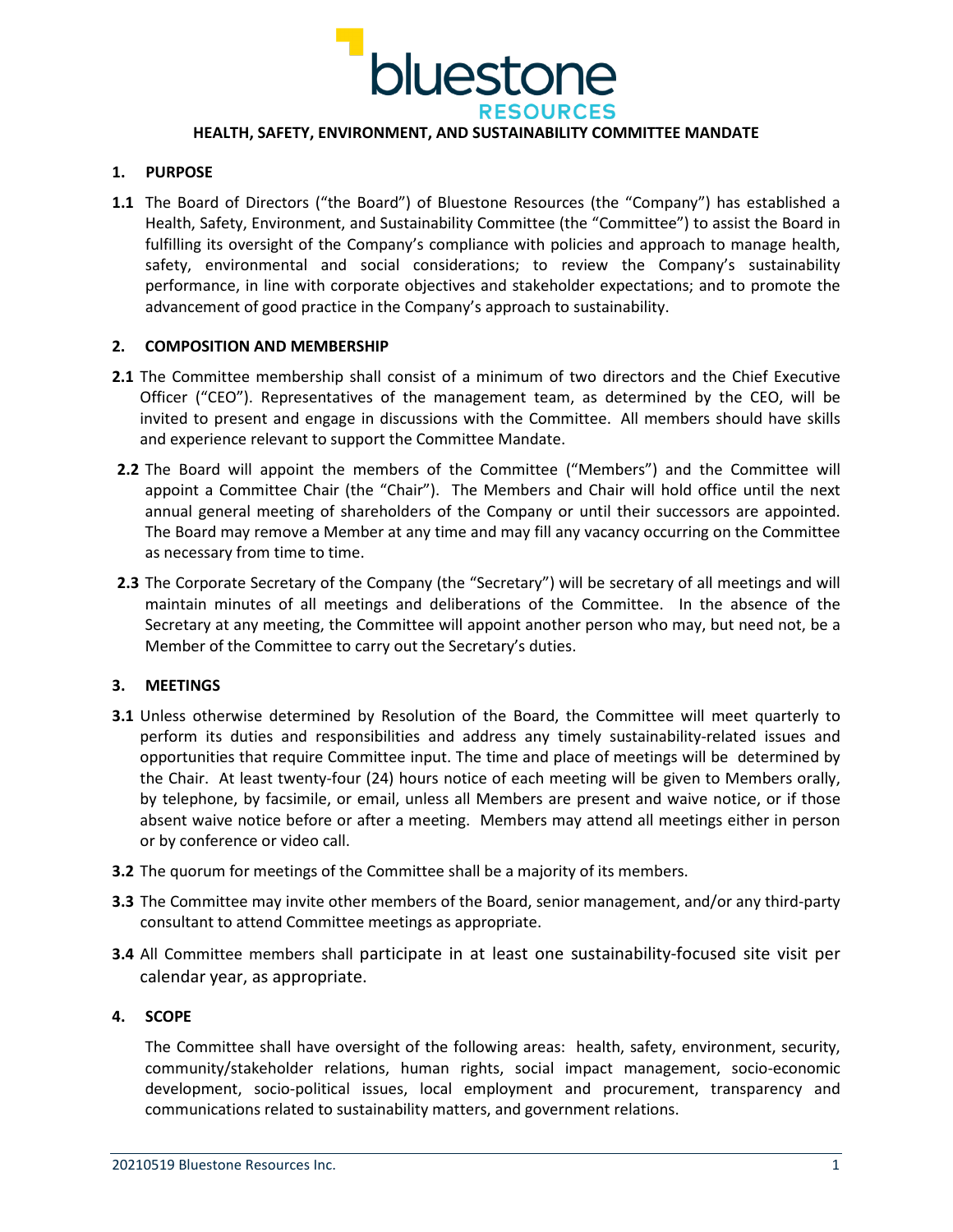# HEALTH, SAFETY, ENVIRONMENT, AND SUSTAINABILITY COMMITTEE MANDATE

## 1. PURPOSE

**1.1** The Board of Directors (“the Board”) of Bluestone Resources (the “Company”) has established a Health, Safety, Environment, and Sustainability Committee (the “Committee”) to assist the Board in fulfilling its oversight of the Company’s compliance with policies and approach to manage health, safety, environmental and social considerations; to review the Company’s sustainability performance, in line with corporate objectives and stakeholder expectations; and to promote the advancement of good practice in the Company’s approach to sustainability.

## 2. COMPOSITION AND MEMBERSHIP

**2.1** The Committee membership shall consist of a minimum of two directors and the Chief Executive Officer (“CEO”). Representatives of the management team, as determined by the CEO, will be invited to present and engage in discussions with the Committee. All members should have skills and experience relevant to support the Committee Mandate.

**2.2** The Board will appoint the members of the Committee (“Members”) and the Committee will appoint a Committee Chair (the “Chair”). The Members and Chair will hold office until the next annual general meeting of shareholders of the Company or until their successors are appointed. The Board may remove a Member at any time and may fill any vacancy occurring on the Committee as necessary from time to time.

**2.3** The Corporate Secretary of the Company (the “Secretary”) will be secretary of all meetings and will maintain minutes of all meetings and deliberations of the Committee. In the absence of the Secretary at any meeting, the Committee will appoint another person who may, but need not, be a Member of the Committee to carry out the Secretary’s duties.

## 3. MEETINGS

**3.1** Unless otherwise determined by Resolution of the Board, the Committee will meet quarterly to perform its duties and responsibilities and address any timely sustainability-related issues and opportunities that require Committee input. The time and place of meetings will be determined by the Chair. At least twenty-four (24) hours notice of each meeting will be given to Members orally, by telephone, by facsimile, or email, unless all Members are present and waive notice, or if those absent waive notice before or after a meeting. Members may attend all meetings either in person or by conference or video call.

**3.2** The quorum for meetings of the Committee shall be a majority of its members.

**3.3** The Committee may invite other members of the Board, senior management, and/or any third-party consultant to attend Committee meetings as appropriate.

**3.4** All Committee members shall participate in at least one sustainability-focused site visit per calendar year, as appropriate.

## 4. SCOPE

The Committee shall have oversight of the following areas: health, safety, environment, security, community/stakeholder relations, human rights, social impact management, socio-economic development, socio-political issues, local employment and procurement, transparency and communications related to sustainability matters, and government relations.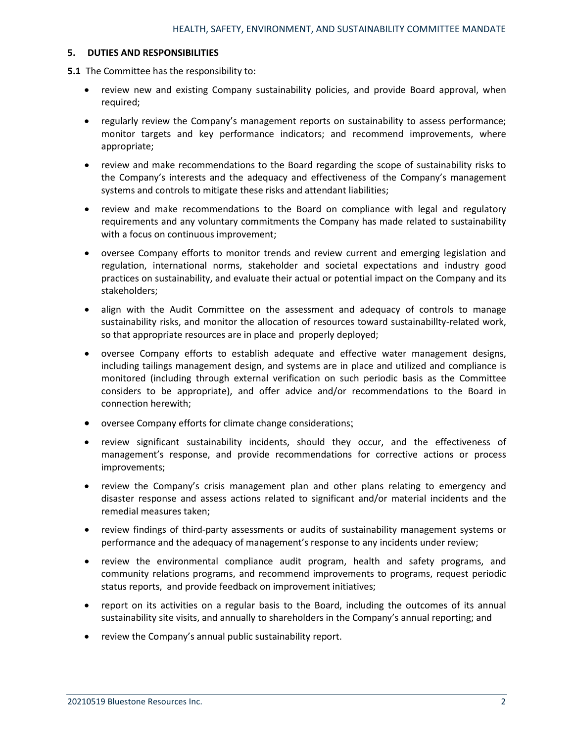### 5. DUTIES AND RESPONSIBILITIES

**5.1** The Committee has the responsibility to:

- review new and existing Company sustainability policies, and provide Board approval, when required;
- regularly review the Company's management reports on sustainability to assess performance; monitor targets and key performance indicators; and recommend improvements, where appropriate;
- review and make recommendations to the Board regarding the scope of sustainability risks to the Company's interests and the adequacy and effectiveness of the Company's management systems and controls to mitigate these risks and attendant liabilities;
- review and make recommendations to the Board on compliance with legal and regulatory requirements and any voluntary commitments the Company has made related to sustainability with a focus on continuous improvement;
- oversee Company efforts to monitor trends and review current and emerging legislation and regulation, international norms, stakeholder and societal expectations and industry good practices on sustainability, and evaluate their actual or potential impact on the Company and its stakeholders;
- align with the Audit Committee on the assessment and adequacy of controls to manage sustainability risks, and monitor the allocation of resources toward sustainabillty-related work, so that appropriate resources are in place and properly deployed;
- oversee Company efforts to establish adequate and effective water management designs, including tailings management design, and systems are in place and utilized and compliance is monitored (including through external verification on such periodic basis as the Committee considers to be appropriate), and offer advice and/or recommendations to the Board in connection herewith;
- oversee Company efforts for climate change considerations;
- review significant sustainability incidents, should they occur, and the effectiveness of management's response, and provide recommendations for corrective actions or process improvements;
- review the Company's crisis management plan and other plans relating to emergency and disaster response and assess actions related to significant and/or material incidents and the remedial measures taken;
- review findings of third-party assessments or audits of sustainability management systems or performance and the adequacy of management's response to any incidents under review;
- review the environmental compliance audit program, health and safety programs, and community relations programs, and recommend improvements to programs, request periodic status reports, and provide feedback on improvement initiatives;
- report on its activities on a regular basis to the Board, including the outcomes of its annual sustainability site visits, and annually to shareholders in the Company's annual reporting; and
- review the Company's annual public sustainability report.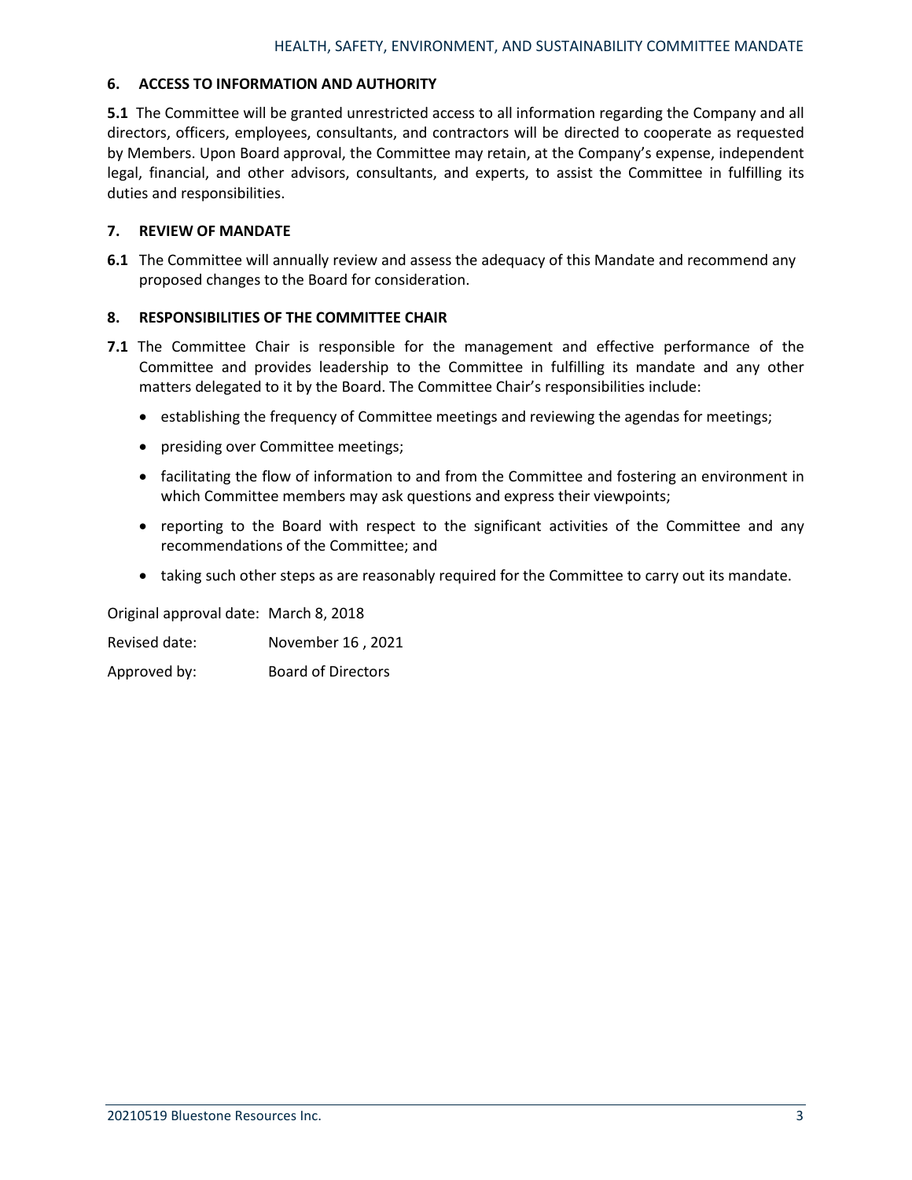## 6. ACCESS TO INFORMATION AND AUTHORITY

**5.1** The Committee will be granted unrestricted access to all information regarding the Company and all directors, officers, employees, consultants, and contractors will be directed to cooperate as requested by Members. Upon Board approval, the Committee may retain, at the Company's expense, independent legal, financial, and other advisors, consultants, and experts, to assist the Committee in fulfilling its duties and responsibilities.

## 7. REVIEW OF MANDATE

**6.1** The Committee will annually review and assess the adequacy of this Mandate and recommend any proposed changes to the Board for consideration.

## 8. RESPONSIBILITIES OF THE COMMITTEE CHAIR

**7.1** The Committee Chair is responsible for the management and effective performance of the Committee and provides leadership to the Committee in fulfilling its mandate and any other matters delegated to it by the Board. The Committee Chair's responsibilities include:

- establishing the frequency of Committee meetings and reviewing the agendas for meetings;
- presiding over Committee meetings;
- facilitating the flow of information to and from the Committee and fostering an environment in which Committee members may ask questions and express their viewpoints;
- reporting to the Board with respect to the significant activities of the Committee and any recommendations of the Committee; and
- taking such other steps as are reasonably required for the Committee to carry out its mandate.

| | |
|---|---|
| Original approval date: | March 8, 2018 |
| Revised date: | November 16 , 2021 |
| Approved by: | Board of Directors |